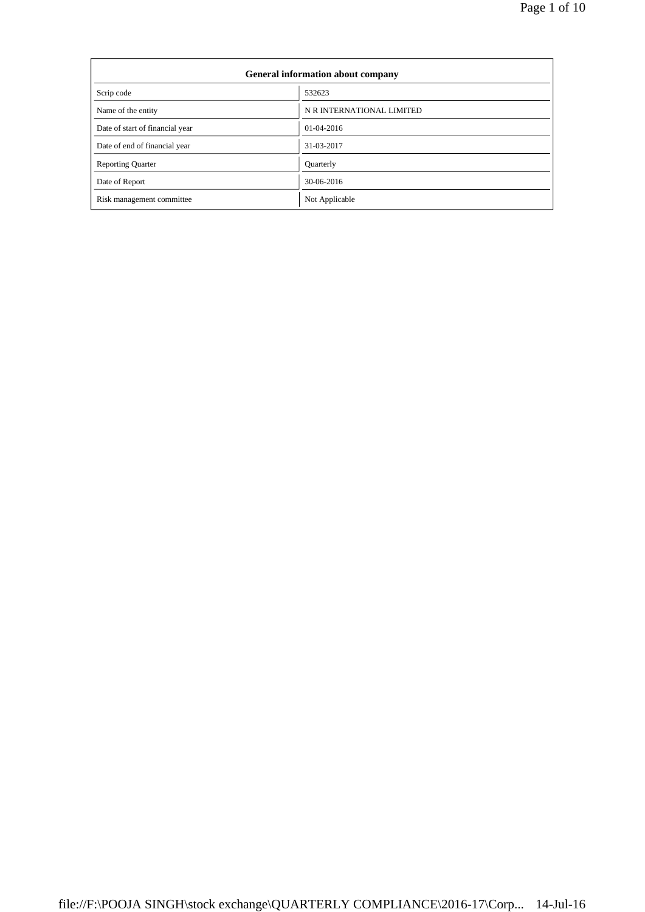| General information about company | |
|---|---|
| Scrip code | 532623 |
| Name of the entity | N R INTERNATIONAL LIMITED |
| Date of start of financial year | 01-04-2016 |
| Date of end of financial year | 31-03-2017 |
| Reporting Quarter | Quarterly |
| Date of Report | 30-06-2016 |
| Risk management committee | Not Applicable |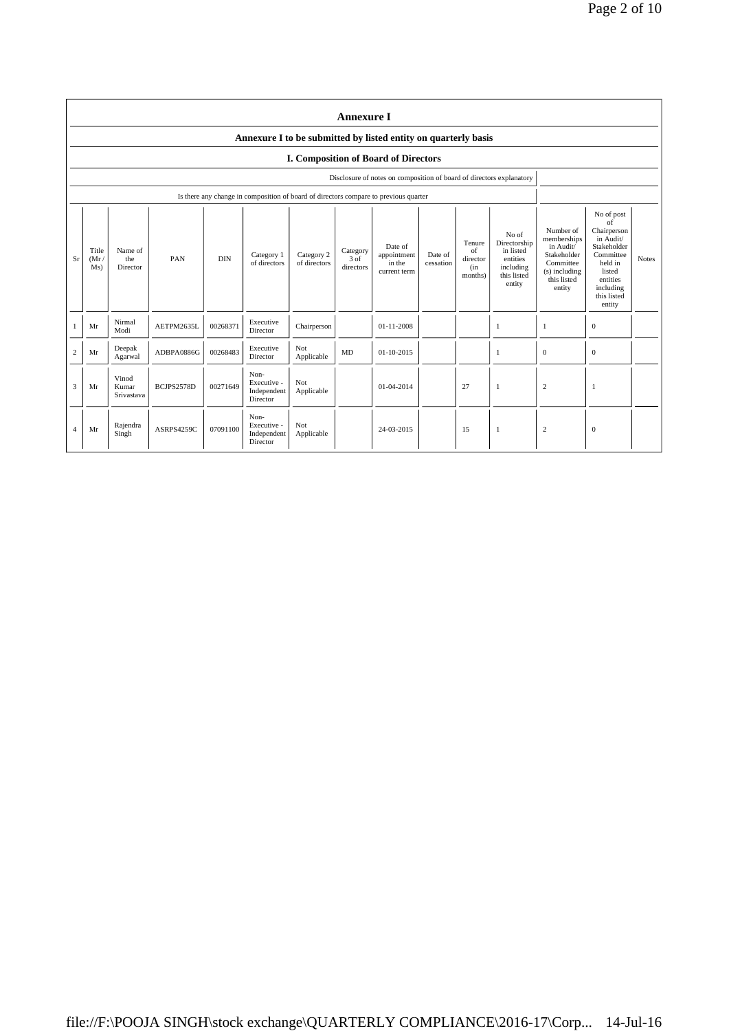# Annexure I

## Annexure I to be submitted by listed entity on quarterly basis

### I. Composition of Board of Directors

| Disclosure of notes on composition of board of directors explanatory | |
|---|---|
| Is there any change in composition of board of directors compare to previous quarter | |

| Sr | Title (Mr / Ms) | Name of the Director | PAN | DIN | Category 1 of directors | Category 2 of directors | Category 3 of directors | Date of appointment in the current term | Date of cessation | Tenure of director (in months) | No of Directorship in listed entities including this listed entity | Number of memberships in Audit/ Stakeholder Committee (s) including this listed entity | No of post of Chairperson in Audit/ Stakeholder Committee held in listed entities including this listed entity | Notes |
|---|---|---|---|---|---|---|---|---|---|---|---|---|---|---|
| 1 | Mr | Nirmal Modi | AETPM2635L | 00268371 | Executive Director | Chairperson | | 01-11-2008 | | | 1 | 1 | 0 | |
| 2 | Mr | Deepak Agarwal | ADBPA0886G | 00268483 | Executive Director | Not Applicable | MD | 01-10-2015 | | | 1 | 0 | 0 | |
| 3 | Mr | Vinod Kumar Srivastava | BCJPS2578D | 00271649 | Non-Executive - Independent Director | Not Applicable | | 01-04-2014 | | 27 | 1 | 2 | 1 | |
| 4 | Mr | Rajendra Singh | ASRPS4259C | 07091100 | Non-Executive - Independent Director | Not Applicable | | 24-03-2015 | | 15 | 1 | 2 | 0 | |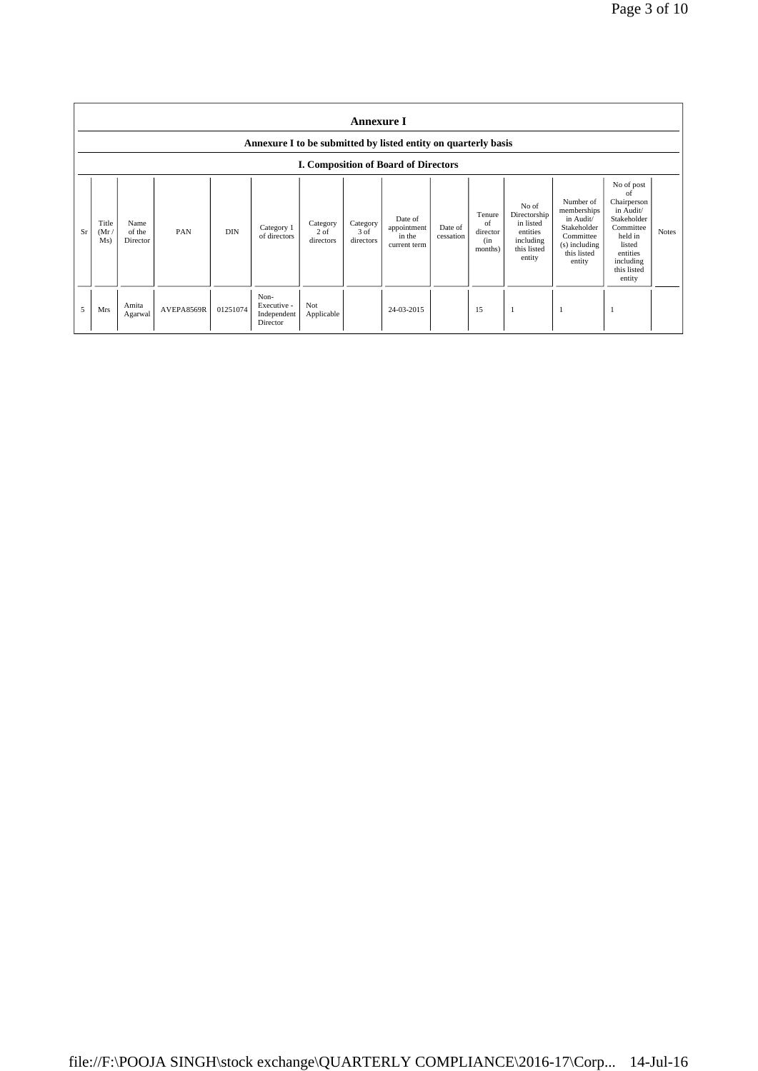## Annexure I

### Annexure I to be submitted by listed entity on quarterly basis

### I. Composition of Board of Directors

| Sr | Title (Mr / Ms) | Name of the Director | PAN | DIN | Category 1 of directors | Category 2 of directors | Category 3 of directors | Date of appointment in the current term | Date of cessation | Tenure of director (in months) | No of Directorship in listed entities including this listed entity | Number of memberships in Audit/ Stakeholder Committee (s) including this listed entity | No of post of Chairperson in Audit/ Stakeholder Committee held in listed entities including this listed entity | Notes |
|---|---|---|---|---|---|---|---|---|---|---|---|---|---|---|
| 5 | Mrs | Amita Agarwal | AVEPA8569R | 01251074 | Non-Executive - Independent Director | Not Applicable | | 24-03-2015 | | 15 | 1 | 1 | 1 | |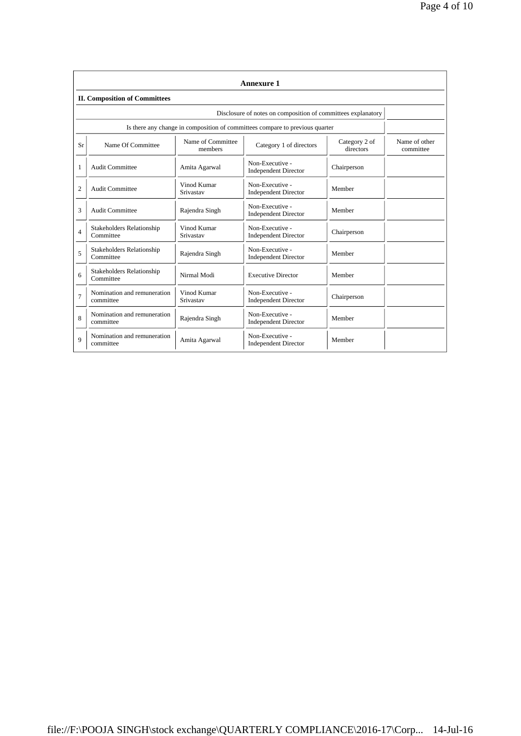## Annexure 1

### II. Composition of Committees

| Disclosure of notes on composition of committees explanatory | |
|---|---|
| Is there any change in composition of committees compare to previous quarter | |

| Sr | Name Of Committee | Name of Committee members | Category 1 of directors | Category 2 of directors | Name of other committee |
|---|---|---|---|---|---|
| 1 | Audit Committee | Amita Agarwal | Non-Executive - Independent Director | Chairperson | |
| 2 | Audit Committee | Vinod Kumar Srivastav | Non-Executive - Independent Director | Member | |
| 3 | Audit Committee | Rajendra Singh | Non-Executive - Independent Director | Member | |
| 4 | Stakeholders Relationship Committee | Vinod Kumar Srivastav | Non-Executive - Independent Director | Chairperson | |
| 5 | Stakeholders Relationship Committee | Rajendra Singh | Non-Executive - Independent Director | Member | |
| 6 | Stakeholders Relationship Committee | Nirmal Modi | Executive Director | Member | |
| 7 | Nomination and remuneration committee | Vinod Kumar Srivastav | Non-Executive - Independent Director | Chairperson | |
| 8 | Nomination and remuneration committee | Rajendra Singh | Non-Executive - Independent Director | Member | |
| 9 | Nomination and remuneration committee | Amita Agarwal | Non-Executive - Independent Director | Member | |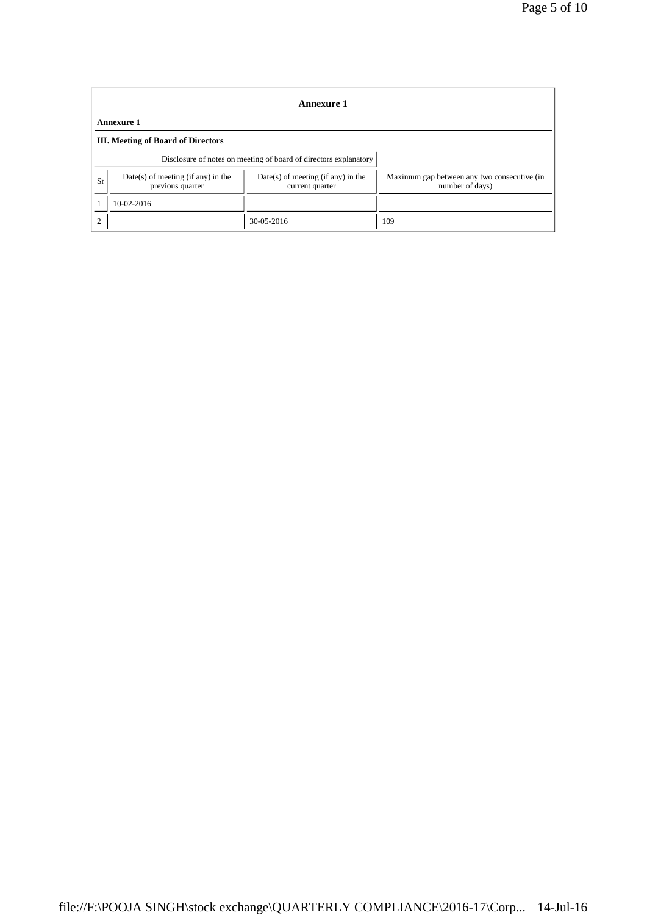## Annexure 1

**Annexure 1**

**III. Meeting of Board of Directors**

| Disclosure of notes on meeting of board of directors explanatory | | | |
|---|---|---|---|
| Sr | Date(s) of meeting (if any) in the previous quarter | Date(s) of meeting (if any) in the current quarter | Maximum gap between any two consecutive (in number of days) |
| 1 | 10-02-2016 | | |
| 2 | | 30-05-2016 | 109 |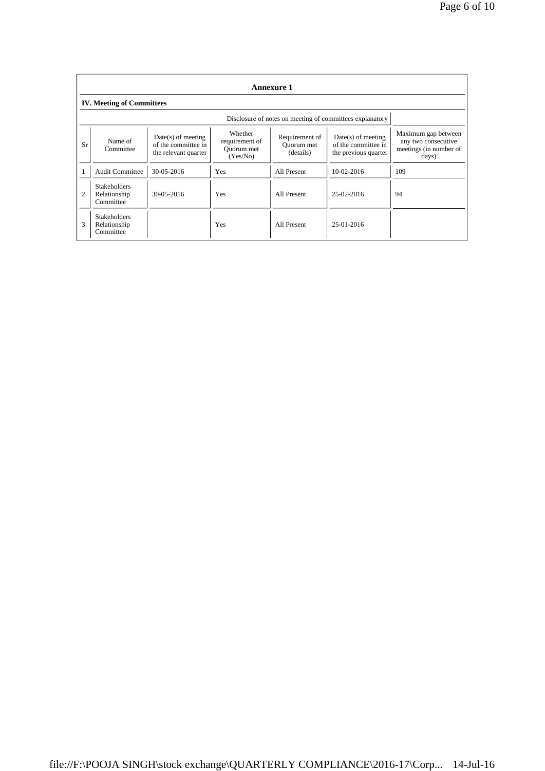**Annexure 1**

**IV. Meeting of Committees**

| | | | | | Disclosure of notes on meeting of committees explanatory | |
|---|---|---|---|---|---|---|
| Sr | Name of Committee | Date(s) of meeting of the committee in the relevant quarter | Whether requirement of Quorum met (Yes/No) | Requirement of Quorum met (details) | Date(s) of meeting of the committee in the previous quarter | Maximum gap between any two consecutive meetings (in number of days) |
| 1 | Audit Committee | 30-05-2016 | Yes | All Present | 10-02-2016 | 109 |
| 2 | Stakeholders Relationship Committee | 30-05-2016 | Yes | All Present | 25-02-2016 | 94 |
| 3 | Stakeholders Relationship Committee | | Yes | All Present | 25-01-2016 | |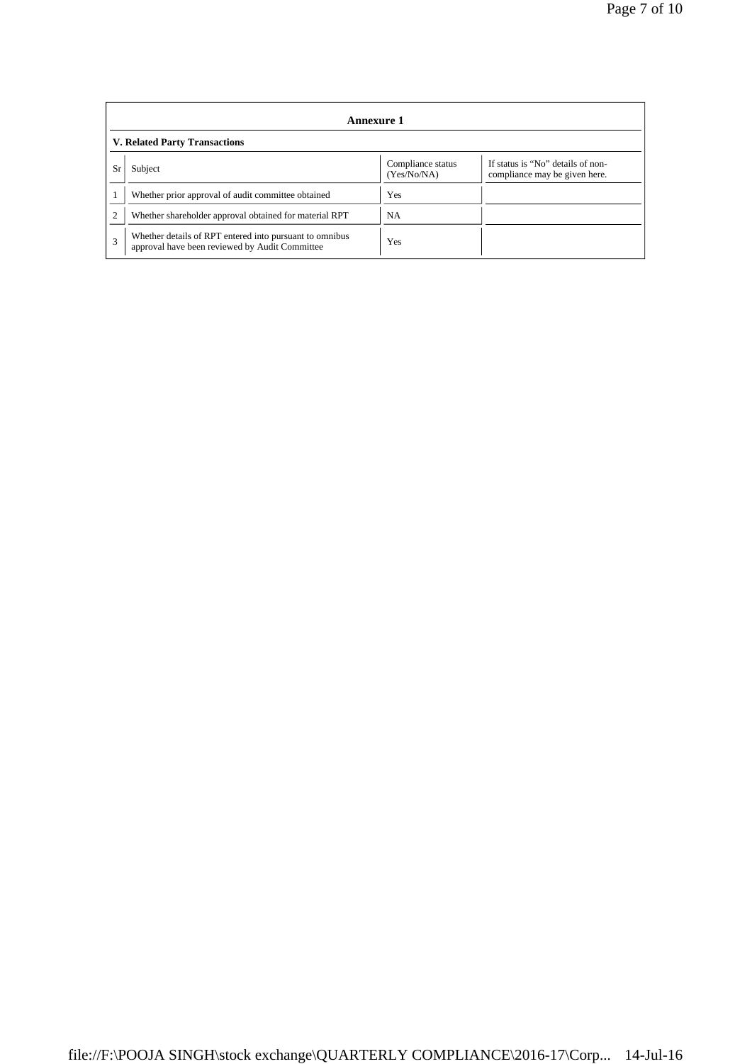**Annexure 1**

**V. Related Party Transactions**

| Sr | Subject | Compliance status (Yes/No/NA) | If status is "No" details of non-compliance may be given here. |
|---|---|---|---|
| 1 | Whether prior approval of audit committee obtained | Yes | |
| 2 | Whether shareholder approval obtained for material RPT | NA | |
| 3 | Whether details of RPT entered into pursuant to omnibus approval have been reviewed by Audit Committee | Yes | |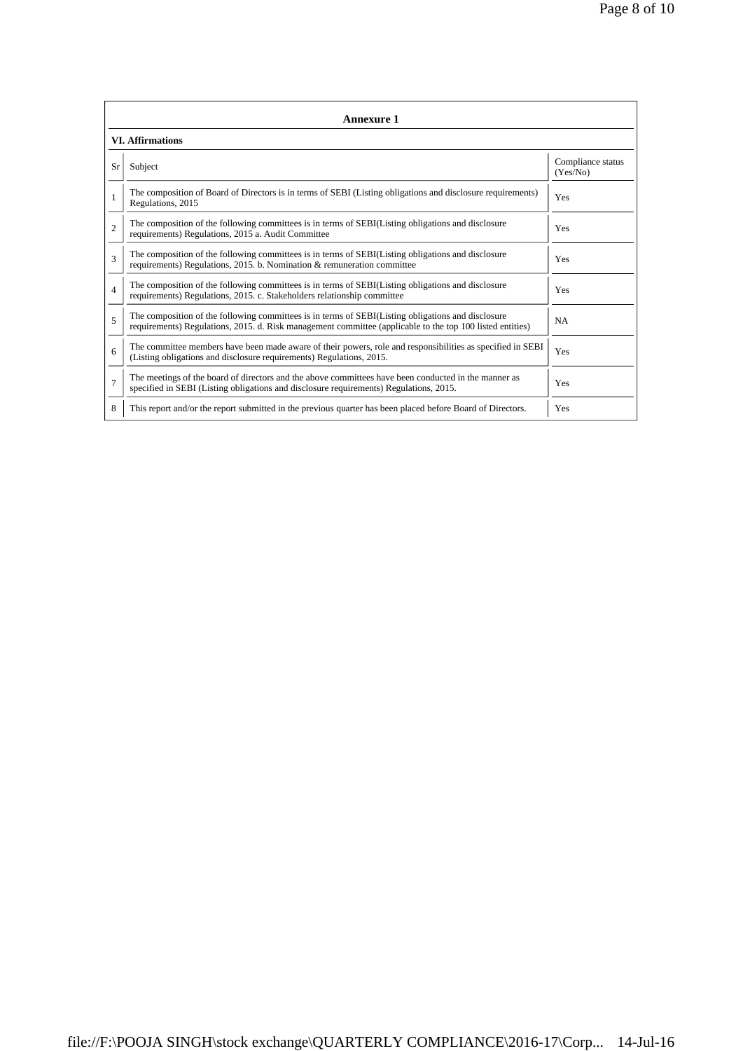## Annexure 1

### VI. Affirmations

| Sr | Subject | Compliance status (Yes/No) |
|---|---|---|
| 1 | The composition of Board of Directors is in terms of SEBI (Listing obligations and disclosure requirements) Regulations, 2015 | Yes |
| 2 | The composition of the following committees is in terms of SEBI(Listing obligations and disclosure requirements) Regulations, 2015 a. Audit Committee | Yes |
| 3 | The composition of the following committees is in terms of SEBI(Listing obligations and disclosure requirements) Regulations, 2015. b. Nomination & remuneration committee | Yes |
| 4 | The composition of the following committees is in terms of SEBI(Listing obligations and disclosure requirements) Regulations, 2015. c. Stakeholders relationship committee | Yes |
| 5 | The composition of the following committees is in terms of SEBI(Listing obligations and disclosure requirements) Regulations, 2015. d. Risk management committee (applicable to the top 100 listed entities) | NA |
| 6 | The committee members have been made aware of their powers, role and responsibilities as specified in SEBI (Listing obligations and disclosure requirements) Regulations, 2015. | Yes |
| 7 | The meetings of the board of directors and the above committees have been conducted in the manner as specified in SEBI (Listing obligations and disclosure requirements) Regulations, 2015. | Yes |
| 8 | This report and/or the report submitted in the previous quarter has been placed before Board of Directors. | Yes |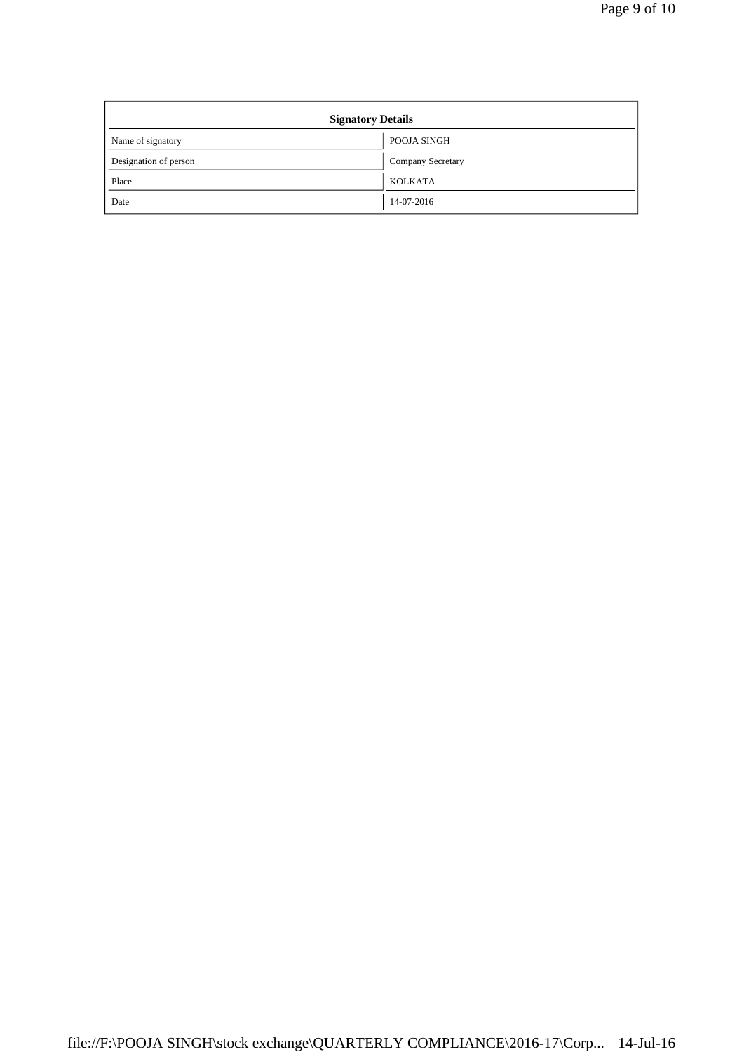| Signatory Details | |
|---|---|
| Name of signatory | POOJA SINGH |
| Designation of person | Company Secretary |
| Place | KOLKATA |
| Date | 14-07-2016 |